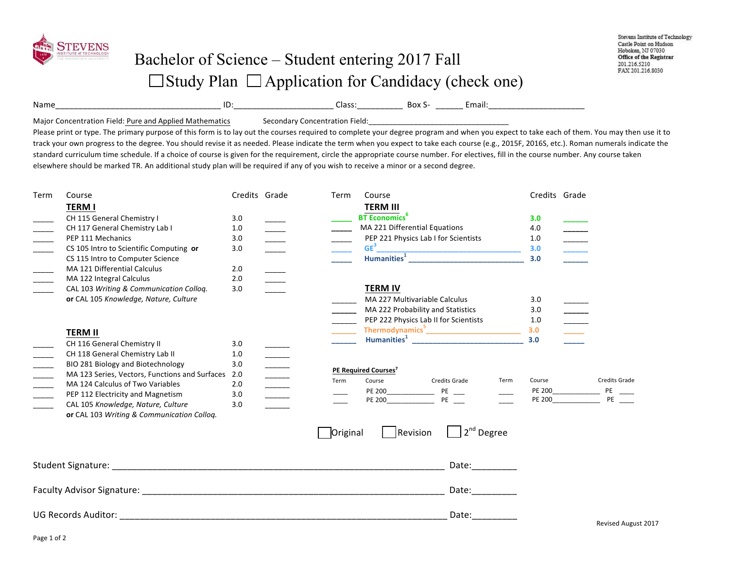Stevens Institute of Technology
Castle Point on Hudson
Hoboken, NJ 07030
**Office of the Registrar**
201.216.5210
FAX 201.216.8030

# Bachelor of Science – Student entering 2017 Fall

☐ Study Plan ☐ Application for Candidacy (check one)

Name____________________________________ ID:______________________ Class:__________ Box S- ______ Email:______________________

Major Concentration Field: Pure and Applied Mathematics     Secondary Concentration Field:________________________________

Please print or type. The primary purpose of this form is to lay out the courses required to complete your degree program and when you expect to take each of them. You may then use it to track your own progress to the degree. You should revise it as needed. Please indicate the term when you expect to take each course (e.g., 2015F, 2016S, etc.). Roman numerals indicate the standard curriculum time schedule. If a choice of course is given for the requirement, circle the appropriate course number. For electives, fill in the course number. Any course taken elsewhere should be marked TR. An additional study plan will be required if any of you wish to receive a minor or a second degree.

| Term | Course | Credits | Grade |
|---|---|---|---|
| | **TERM I** | | |
| _____ | CH 115 General Chemistry I | 3.0 | _____ |
| _____ | CH 117 General Chemistry Lab I | 1.0 | _____ |
| _____ | PEP 111 Mechanics | 3.0 | _____ |
| _____ | CS 105 Intro to Scientific Computing **or** CS 115 Intro to Computer Science | 3.0 | _____ |
| _____ | MA 121 Differential Calculus | 2.0 | _____ |
| _____ | MA 122 Integral Calculus | 2.0 | _____ |
| _____ | CAL 103 *Writing & Communication Colloq.* **or** CAL 105 *Knowledge, Nature, Culture* | 3.0 | _____ |
| | **TERM II** | | |
| _____ | CH 116 General Chemistry II | 3.0 | _____ |
| _____ | CH 118 General Chemistry Lab II | 1.0 | _____ |
| _____ | BIO 281 Biology and Biotechnology | 3.0 | _____ |
| _____ | MA 123 Series, Vectors, Functions and Surfaces | 2.0 | _____ |
| _____ | MA 124 Calculus of Two Variables | 2.0 | _____ |
| _____ | PEP 112 Electricity and Magnetism | 3.0 | _____ |
| _____ | CAL 105 *Knowledge, Nature, Culture* **or** CAL 103 *Writing & Communication Colloq.* | 3.0 | _____ |

| Term | Course | Credits | Grade |
|---|---|---|---|
| | **TERM III** | | |
| _____ | **BT Economics[6]** | **3.0** | _____ |
| _____ | MA 221 Differential Equations | 4.0 | _____ |
| _____ | PEP 221 Physics Lab I for Scientists | 1.0 | _____ |
| _____ | **GE[3]** ______________________ | **3.0** | _____ |
| _____ | **Humanities[1]** ______________________ | **3.0** | _____ |
| | **TERM IV** | | |
| _____ | MA 227 Multivariable Calculus | 3.0 | _____ |
| _____ | MA 222 Probability and Statistics | 3.0 | _____ |
| _____ | PEP 222 Physics Lab II for Scientists | 1.0 | _____ |
| _____ | **Thermodynamics[5]** ______________________ | **3.0** | _____ |
| _____ | **Humanities[1]** ______________________ | **3.0** | _____ |

**PE Required Courses[7]**

| Term | Course | Credits | Grade | Term | Course | Credits | Grade |
|---|---|---|---|---|---|---|---|
| ____ | PE 200____________ | PE | ___ | ____ | PE 200____________ | PE | ___ |
| ____ | PE 200____________ | PE | ___ | ____ | PE 200____________ | PE | ___ |

☐ Original ☐ Revision ☐ 2nd Degree

Student Signature: ______________________________________________ Date:_________

Faculty Advisor Signature: ________________________________________ Date:_________

UG Records Auditor: _____________________________________________ Date:_________

Revised August 2017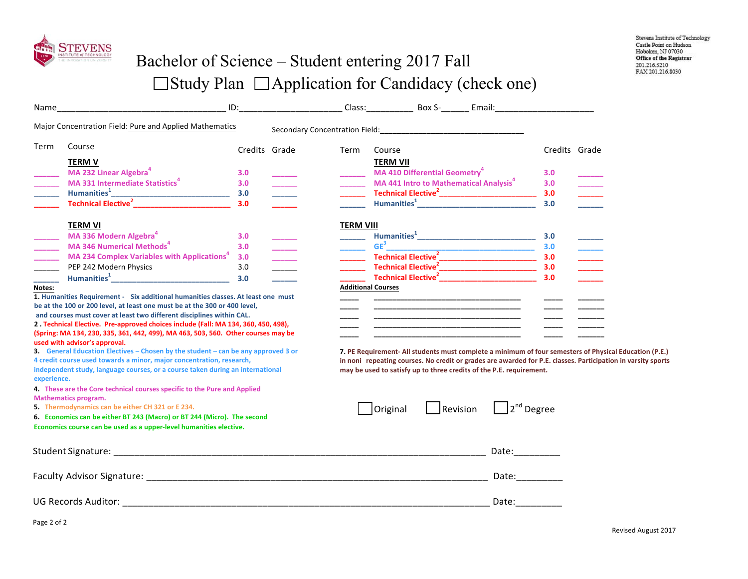# Bachelor of Science – Student entering 2017 Fall

☐ Study Plan ☐ Application for Candidacy (check one)

Stevens Institute of Technology
Castle Point on Hudson
Hoboken, NJ 07030
Office of the Registrar
201.216.5210
FAX 201.216.8030

Name___________________________________ ID:_____________________ Class:__________ Box S-______ Email:_____________________

Major Concentration Field: Pure and Applied Mathematics

Secondary Concentration Field:________________________________

| Term | Course | Credits | Grade |
|---|---|---|---|
| | **TERM V** | | |
| ______ | MA 232 Linear Algebra[4] | 3.0 | ______ |
| ______ | MA 331 Intermediate Statistics[4] | 3.0 | ______ |
| ______ | Humanities[1]________________________ | 3.0 | ______ |
| ______ | Technical Elective[2]______________________ | 3.0 | ______ |
| | **TERM VI** | | |
| ______ | MA 336 Modern Algebra[4] | 3.0 | ______ |
| ______ | MA 346 Numerical Methods[4] | 3.0 | ______ |
| ______ | MA 234 Complex Variables with Applications[4] | 3.0 | ______ |
| ______ | PEP 242 Modern Physics | 3.0 | ______ |
| ______ | Humanities[1]________________________ | 3.0 | ______ |

| Term | Course | Credits | Grade |
|---|---|---|---|
| | **TERM VII** | | |
| ______ | MA 410 Differential Geometry[4] | 3.0 | ______ |
| ______ | MA 441 Intro to Mathematical Analysis[4] | 3.0 | ______ |
| ______ | Technical Elective[2]______________________ | 3.0 | ______ |
| ______ | Humanities[1]________________________ | 3.0 | ______ |
| | **TERM VIII** | | |
| ______ | Humanities[1]________________________ | 3.0 | ______ |
| ______ | GE[3]________________________________ | 3.0 | ______ |
| ______ | Technical Elective[2]______________________ | 3.0 | ______ |
| ______ | Technical Elective[2]______________________ | 3.0 | ______ |
| ______ | Technical Elective[2]______________________ | 3.0 | ______ |
| | **Additional Courses** | | |
| _____ | ________________________________ | _____ | ______ |
| _____ | ________________________________ | _____ | ______ |
| _____ | ________________________________ | _____ | ______ |
| _____ | ________________________________ | _____ | ______ |
| _____ | ________________________________ | _____ | ______ |

**Notes:**

**1.** Humanities Requirement - Six additional humanities classes. At least one must be at the 100 or 200 level, at least one must be at the 300 or 400 level, and courses must cover at least two different disciplines within CAL.

**2.** Technical Elective. Pre-approved choices include (Fall: MA 134, 360, 450, 498), (Spring: MA 134, 230, 335, 361, 442, 499), MA 463, 503, 560. Other courses may be used with advisor's approval.

**3.** General Education Electives – Chosen by the student – can be any approved 3 or 4 credit course used towards a minor, major concentration, research, independent study, language courses, or a course taken during an international experience.

**4.** These are the Core technical courses specific to the Pure and Applied Mathematics program.

**5.** Thermodynamics can be either CH 321 or E 234.

**6.** Economics can be either BT 243 (Macro) or BT 244 (Micro). The second Economics course can be used as a upper-level humanities elective.

**7.** PE Requirement- All students must complete a minimum of four semesters of Physical Education (P.E.) in noni repeating courses. No credit or grades are awarded for P.E. classes. Participation in varsity sports may be used to satisfy up to three credits of the P.E. requirement.

☐ Original ☐ Revision ☐ 2nd Degree

Student Signature: ______________________________________________ Date:_________

Faculty Advisor Signature: ______________________________________________ Date:_________

UG Records Auditor: ______________________________________________ Date:_________

Revised August 2017